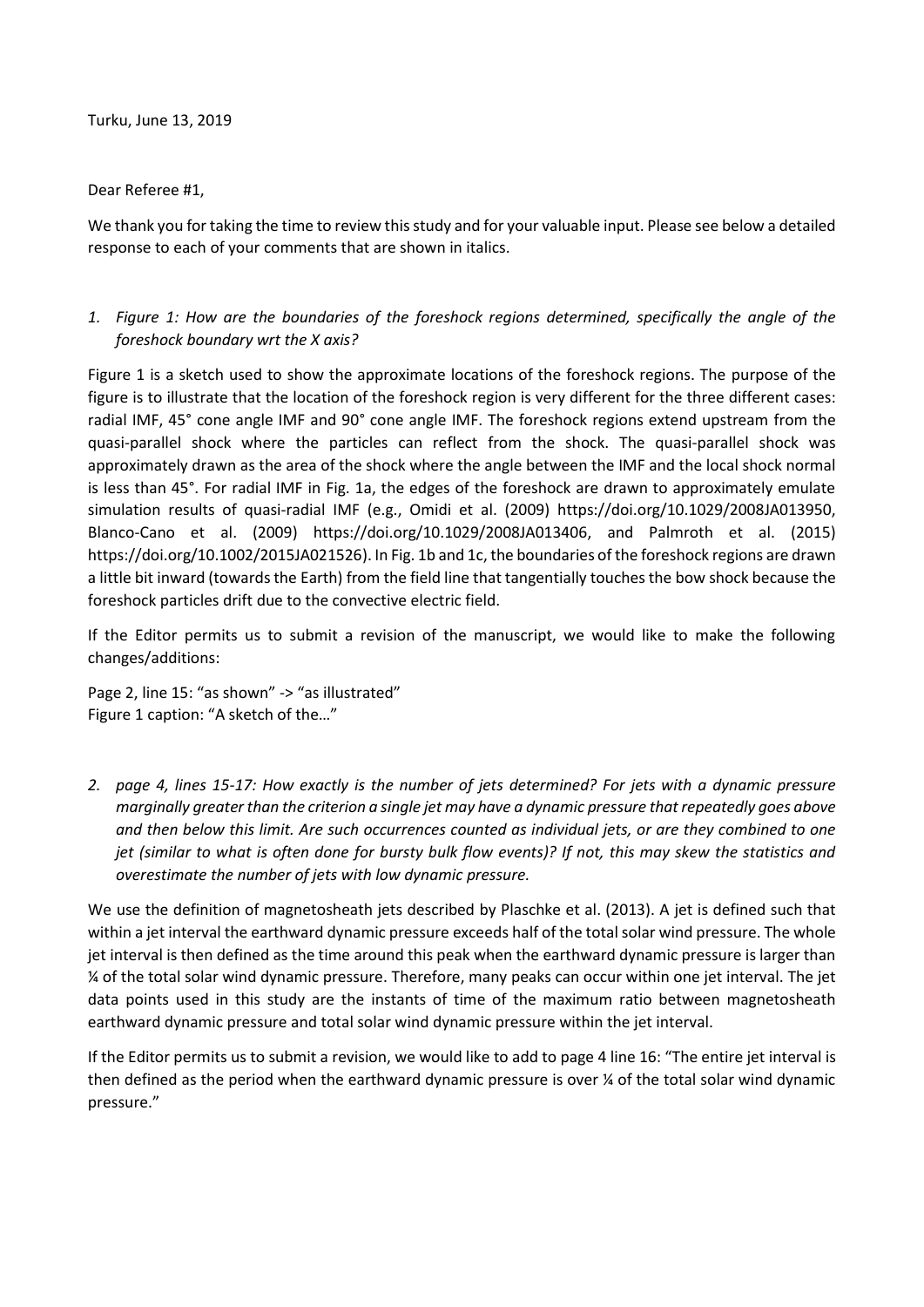Turku, June 13, 2019

Dear Referee #1,

We thank you for taking the time to review this study and for your valuable input. Please see below a detailed response to each of your comments that are shown in italics.

1. *Figure 1: How are the boundaries of the foreshock regions determined, specifically the angle of the foreshock boundary wrt the X axis?*

Figure 1 is a sketch used to show the approximate locations of the foreshock regions. The purpose of the figure is to illustrate that the location of the foreshock region is very different for the three different cases: radial IMF, 45° cone angle IMF and 90° cone angle IMF. The foreshock regions extend upstream from the quasi-parallel shock where the particles can reflect from the shock. The quasi-parallel shock was approximately drawn as the area of the shock where the angle between the IMF and the local shock normal is less than 45°. For radial IMF in Fig. 1a, the edges of the foreshock are drawn to approximately emulate simulation results of quasi-radial IMF (e.g., Omidi et al. (2009) https://doi.org/10.1029/2008JA013950, Blanco-Cano et al. (2009) https://doi.org/10.1029/2008JA013406, and Palmroth et al. (2015) https://doi.org/10.1002/2015JA021526). In Fig. 1b and 1c, the boundaries of the foreshock regions are drawn a little bit inward (towards the Earth) from the field line that tangentially touches the bow shock because the foreshock particles drift due to the convective electric field.

If the Editor permits us to submit a revision of the manuscript, we would like to make the following changes/additions:

Page 2, line 15: "as shown" -> "as illustrated"
Figure 1 caption: "A sketch of the…"

2. *page 4, lines 15-17: How exactly is the number of jets determined? For jets with a dynamic pressure marginally greater than the criterion a single jet may have a dynamic pressure that repeatedly goes above and then below this limit. Are such occurrences counted as individual jets, or are they combined to one jet (similar to what is often done for bursty bulk flow events)? If not, this may skew the statistics and overestimate the number of jets with low dynamic pressure.*

We use the definition of magnetosheath jets described by Plaschke et al. (2013). A jet is defined such that within a jet interval the earthward dynamic pressure exceeds half of the total solar wind pressure. The whole jet interval is then defined as the time around this peak when the earthward dynamic pressure is larger than ¼ of the total solar wind dynamic pressure. Therefore, many peaks can occur within one jet interval. The jet data points used in this study are the instants of time of the maximum ratio between magnetosheath earthward dynamic pressure and total solar wind dynamic pressure within the jet interval.

If the Editor permits us to submit a revision, we would like to add to page 4 line 16: "The entire jet interval is then defined as the period when the earthward dynamic pressure is over ¼ of the total solar wind dynamic pressure."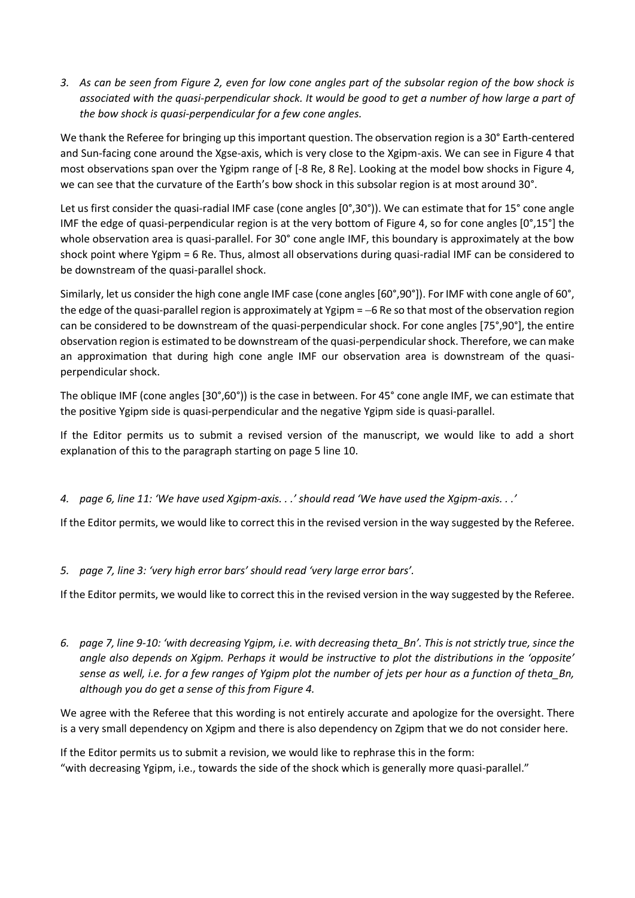3. *As can be seen from Figure 2, even for low cone angles part of the subsolar region of the bow shock is associated with the quasi-perpendicular shock. It would be good to get a number of how large a part of the bow shock is quasi-perpendicular for a few cone angles.*

We thank the Referee for bringing up this important question. The observation region is a 30° Earth-centered and Sun-facing cone around the Xgse-axis, which is very close to the Xgipm-axis. We can see in Figure 4 that most observations span over the Ygipm range of [-8 Re, 8 Re]. Looking at the model bow shocks in Figure 4, we can see that the curvature of the Earth's bow shock in this subsolar region is at most around 30°.

Let us first consider the quasi-radial IMF case (cone angles [0°,30°)). We can estimate that for 15° cone angle IMF the edge of quasi-perpendicular region is at the very bottom of Figure 4, so for cone angles [0°,15°] the whole observation area is quasi-parallel. For 30° cone angle IMF, this boundary is approximately at the bow shock point where Ygipm = 6 Re. Thus, almost all observations during quasi-radial IMF can be considered to be downstream of the quasi-parallel shock.

Similarly, let us consider the high cone angle IMF case (cone angles [60°,90°]). For IMF with cone angle of 60°, the edge of the quasi-parallel region is approximately at Ygipm = −6 Re so that most of the observation region can be considered to be downstream of the quasi-perpendicular shock. For cone angles [75°,90°], the entire observation region is estimated to be downstream of the quasi-perpendicular shock. Therefore, we can make an approximation that during high cone angle IMF our observation area is downstream of the quasi-perpendicular shock.

The oblique IMF (cone angles [30°,60°)) is the case in between. For 45° cone angle IMF, we can estimate that the positive Ygipm side is quasi-perpendicular and the negative Ygipm side is quasi-parallel.

If the Editor permits us to submit a revised version of the manuscript, we would like to add a short explanation of this to the paragraph starting on page 5 line 10.

4. *page 6, line 11: 'We have used Xgipm-axis. . .' should read 'We have used the Xgipm-axis. . .'*

If the Editor permits, we would like to correct this in the revised version in the way suggested by the Referee.

5. *page 7, line 3: 'very high error bars' should read 'very large error bars'.*

If the Editor permits, we would like to correct this in the revised version in the way suggested by the Referee.

6. *page 7, line 9-10: 'with decreasing Ygipm, i.e. with decreasing theta_Bn'. This is not strictly true, since the angle also depends on Xgipm. Perhaps it would be instructive to plot the distributions in the 'opposite' sense as well, i.e. for a few ranges of Ygipm plot the number of jets per hour as a function of theta_Bn, although you do get a sense of this from Figure 4.*

We agree with the Referee that this wording is not entirely accurate and apologize for the oversight. There is a very small dependency on Xgipm and there is also dependency on Zgipm that we do not consider here.

If the Editor permits us to submit a revision, we would like to rephrase this in the form:
"with decreasing Ygipm, i.e., towards the side of the shock which is generally more quasi-parallel."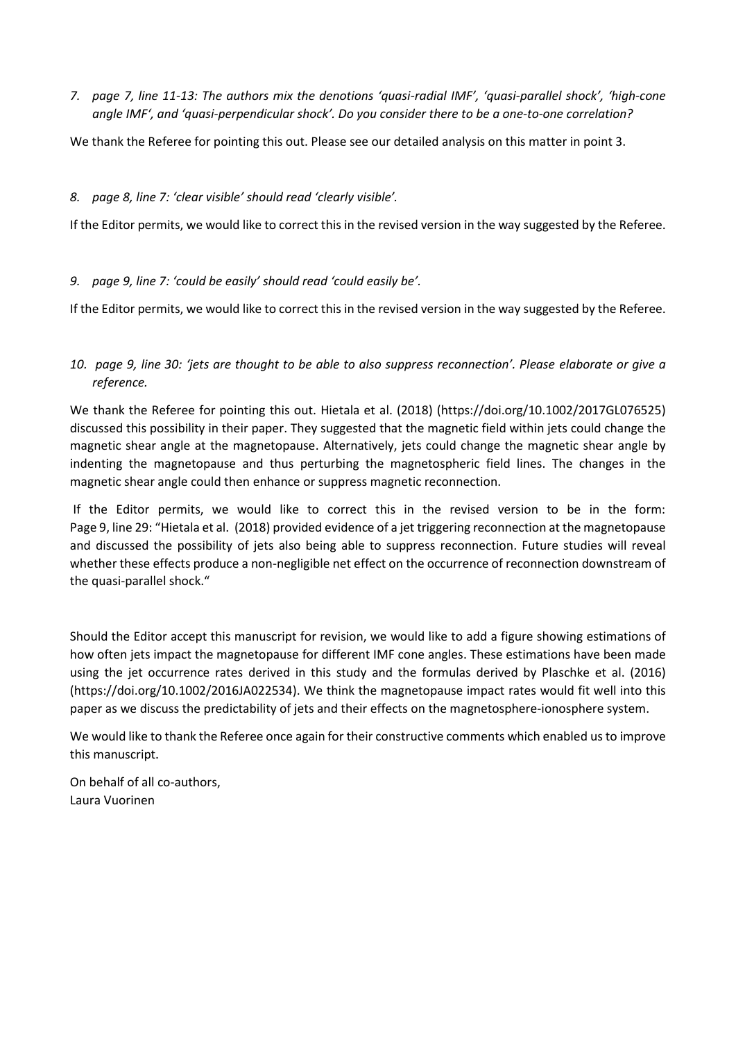7. *page 7, line 11-13: The authors mix the denotions 'quasi-radial IMF', 'quasi-parallel shock', 'high-cone angle IMF', and 'quasi-perpendicular shock'. Do you consider there to be a one-to-one correlation?*

We thank the Referee for pointing this out. Please see our detailed analysis on this matter in point 3.

8. *page 8, line 7: 'clear visible' should read 'clearly visible'.*

If the Editor permits, we would like to correct this in the revised version in the way suggested by the Referee.

9. *page 9, line 7: 'could be easily' should read 'could easily be'.*

If the Editor permits, we would like to correct this in the revised version in the way suggested by the Referee.

10. *page 9, line 30: 'jets are thought to be able to also suppress reconnection'. Please elaborate or give a reference.*

We thank the Referee for pointing this out. Hietala et al. (2018) (https://doi.org/10.1002/2017GL076525) discussed this possibility in their paper. They suggested that the magnetic field within jets could change the magnetic shear angle at the magnetopause. Alternatively, jets could change the magnetic shear angle by indenting the magnetopause and thus perturbing the magnetospheric field lines. The changes in the magnetic shear angle could then enhance or suppress magnetic reconnection.

If the Editor permits, we would like to correct this in the revised version to be in the form: Page 9, line 29: "Hietala et al. (2018) provided evidence of a jet triggering reconnection at the magnetopause and discussed the possibility of jets also being able to suppress reconnection. Future studies will reveal whether these effects produce a non-negligible net effect on the occurrence of reconnection downstream of the quasi-parallel shock."

Should the Editor accept this manuscript for revision, we would like to add a figure showing estimations of how often jets impact the magnetopause for different IMF cone angles. These estimations have been made using the jet occurrence rates derived in this study and the formulas derived by Plaschke et al. (2016) (https://doi.org/10.1002/2016JA022534). We think the magnetopause impact rates would fit well into this paper as we discuss the predictability of jets and their effects on the magnetosphere-ionosphere system.

We would like to thank the Referee once again for their constructive comments which enabled us to improve this manuscript.

On behalf of all co-authors,
Laura Vuorinen